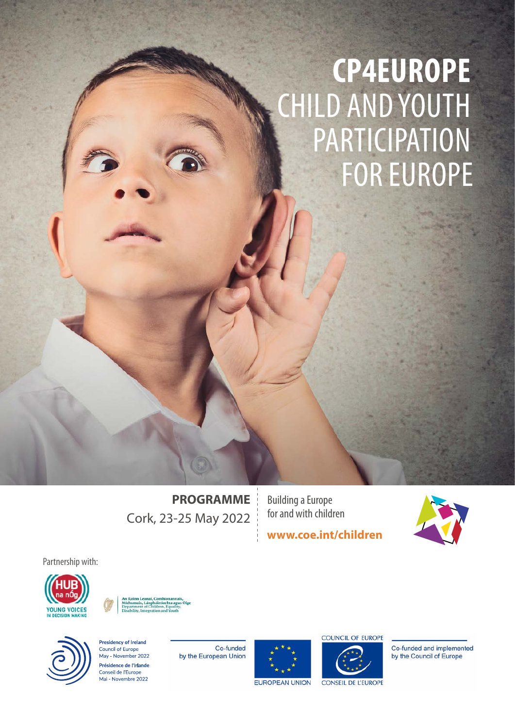# CP4EUROPE
# CHILD AND YOUTH PARTICIPATION FOR EUROPE

**PROGRAMME**
Cork, 23-25 May 2022

Building a Europe for and with children

**www.coe.int/children**

Partnership with:

HUB na nÓg
YOUNG VOICES IN DECISION MAKING

An Roinn Leanaí, Comhionannais, Míchumais, Lánpháirtíochta agus Óige
Department of Children, Equality, Disability, Integration and Youth

**Presidency of Ireland**
Council of Europe
May - November 2022

**Présidence de l'Irlande**
Conseil de l'Europe
Mai - Novembre 2022

Co-funded by the European Union

EUROPEAN UNION

COUNCIL OF EUROPE
CONSEIL DE L'EUROPE

Co-funded and implemented by the Council of Europe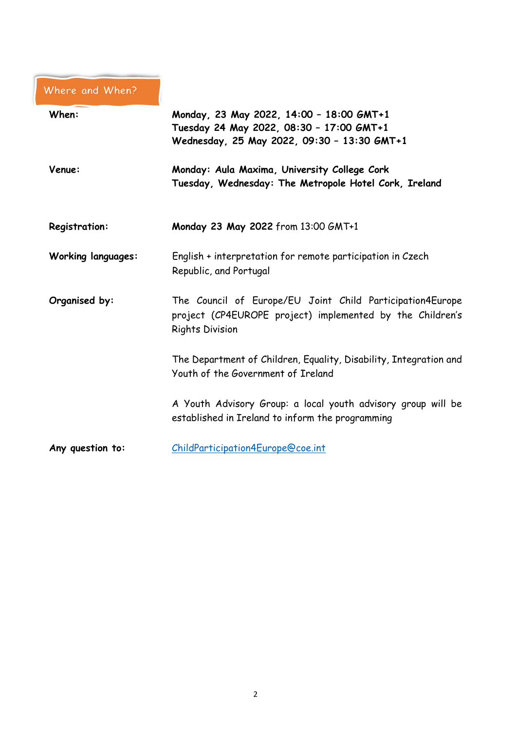## Where and When?

| | |
|---|---|
| **When:** | **Monday, 23 May 2022, 14:00 – 18:00 GMT+1**<br>**Tuesday 24 May 2022, 08:30 – 17:00 GMT+1**<br>**Wednesday, 25 May 2022, 09:30 – 13:30 GMT+1** |
| **Venue:** | **Monday: Aula Maxima, University College Cork**<br>**Tuesday, Wednesday: The Metropole Hotel Cork, Ireland** |
| **Registration:** | **Monday 23 May 2022** from 13:00 GMT+1 |
| **Working languages:** | English + interpretation for remote participation in Czech Republic, and Portugal |
| **Organised by:** | The Council of Europe/EU Joint Child Participation4Europe project (CP4EUROPE project) implemented by the Children's Rights Division<br><br>The Department of Children, Equality, Disability, Integration and Youth of the Government of Ireland<br><br>A Youth Advisory Group: a local youth advisory group will be established in Ireland to inform the programming |
| **Any question to:** | ChildParticipation4Europe@coe.int |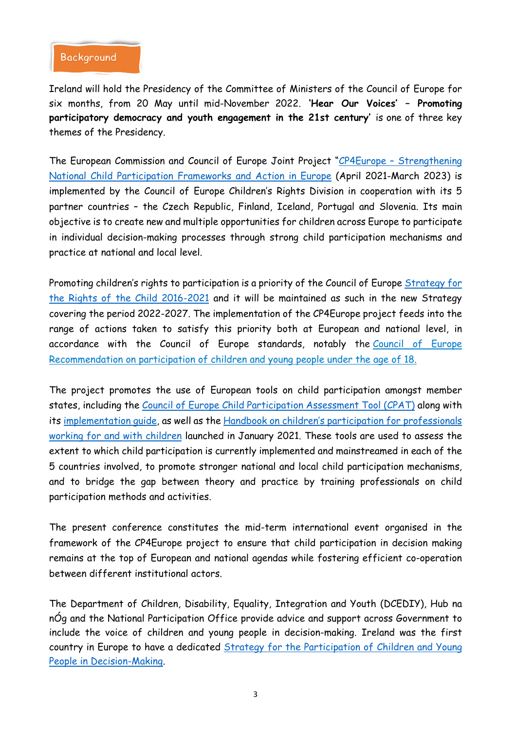## Background

Ireland will hold the Presidency of the Committee of Ministers of the Council of Europe for six months, from 20 May until mid-November 2022. **'Hear Our Voices' – Promoting participatory democracy and youth engagement in the 21st century'** is one of three key themes of the Presidency.

The European Commission and Council of Europe Joint Project "CP4Europe – Strengthening National Child Participation Frameworks and Action in Europe (April 2021-March 2023) is implemented by the Council of Europe Children's Rights Division in cooperation with its 5 partner countries – the Czech Republic, Finland, Iceland, Portugal and Slovenia. Its main objective is to create new and multiple opportunities for children across Europe to participate in individual decision-making processes through strong child participation mechanisms and practice at national and local level.

Promoting children's rights to participation is a priority of the Council of Europe Strategy for the Rights of the Child 2016-2021 and it will be maintained as such in the new Strategy covering the period 2022-2027. The implementation of the CP4Europe project feeds into the range of actions taken to satisfy this priority both at European and national level, in accordance with the Council of Europe standards, notably the Council of Europe Recommendation on participation of children and young people under the age of 18.

The project promotes the use of European tools on child participation amongst member states, including the Council of Europe Child Participation Assessment Tool (CPAT) along with its implementation guide, as well as the Handbook on children's participation for professionals working for and with children launched in January 2021. These tools are used to assess the extent to which child participation is currently implemented and mainstreamed in each of the 5 countries involved, to promote stronger national and local child participation mechanisms, and to bridge the gap between theory and practice by training professionals on child participation methods and activities.

The present conference constitutes the mid-term international event organised in the framework of the CP4Europe project to ensure that child participation in decision making remains at the top of European and national agendas while fostering efficient co-operation between different institutional actors.

The Department of Children, Disability, Equality, Integration and Youth (DCEDIY), Hub na nÓg and the National Participation Office provide advice and support across Government to include the voice of children and young people in decision-making. Ireland was the first country in Europe to have a dedicated Strategy for the Participation of Children and Young People in Decision-Making.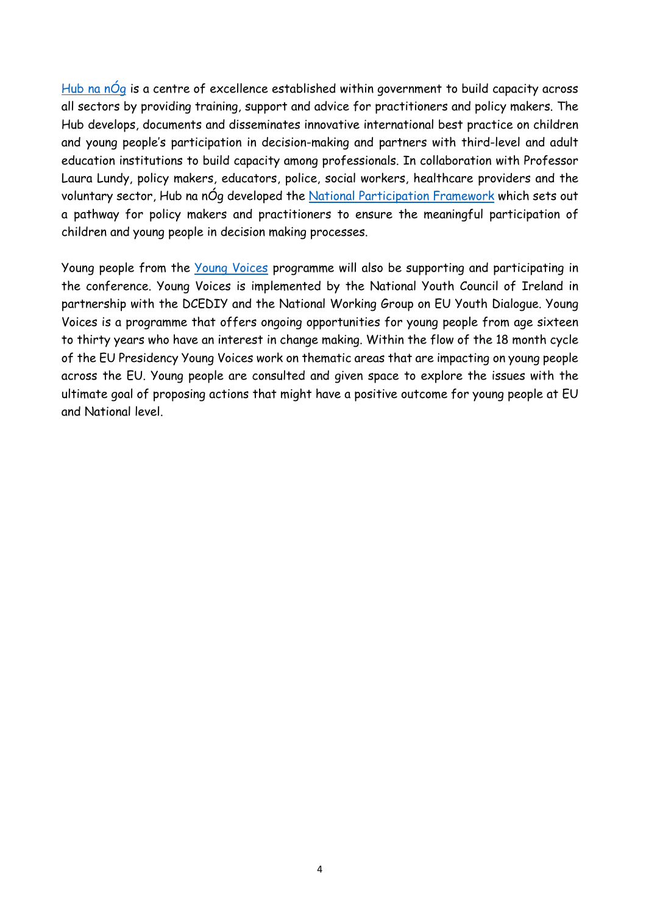Hub na nÓg is a centre of excellence established within government to build capacity across all sectors by providing training, support and advice for practitioners and policy makers. The Hub develops, documents and disseminates innovative international best practice on children and young people's participation in decision-making and partners with third-level and adult education institutions to build capacity among professionals. In collaboration with Professor Laura Lundy, policy makers, educators, police, social workers, healthcare providers and the voluntary sector, Hub na nÓg developed the National Participation Framework which sets out a pathway for policy makers and practitioners to ensure the meaningful participation of children and young people in decision making processes.

Young people from the Young Voices programme will also be supporting and participating in the conference. Young Voices is implemented by the National Youth Council of Ireland in partnership with the DCEDIY and the National Working Group on EU Youth Dialogue. Young Voices is a programme that offers ongoing opportunities for young people from age sixteen to thirty years who have an interest in change making. Within the flow of the 18 month cycle of the EU Presidency Young Voices work on thematic areas that are impacting on young people across the EU. Young people are consulted and given space to explore the issues with the ultimate goal of proposing actions that might have a positive outcome for young people at EU and National level.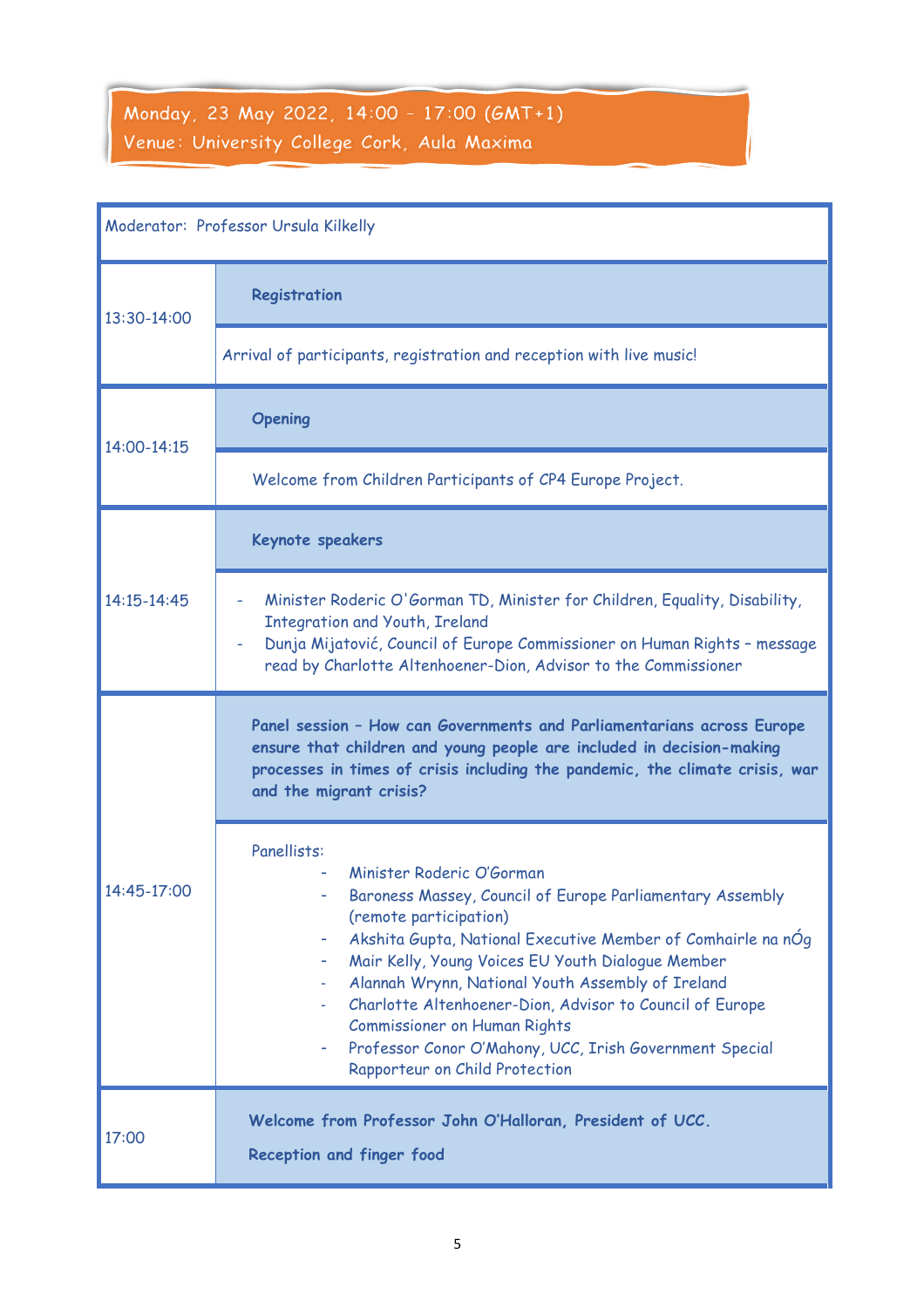**Monday, 23 May 2022, 14:00 – 17:00 (GMT+1)**
**Venue: University College Cork, Aula Maxima**

| Moderator: Professor Ursula Kilkelly | |
|---|---|
| 13:30-14:00 | **Registration**<br>Arrival of participants, registration and reception with live music! |
| 14:00-14:15 | **Opening**<br>Welcome from Children Participants of CP4 Europe Project. |
| 14:15-14:45 | **Keynote speakers**<br>- Minister Roderic O'Gorman TD, Minister for Children, Equality, Disability, Integration and Youth, Ireland<br>- Dunja Mijatović, Council of Europe Commissioner on Human Rights – message read by Charlotte Altenhoener-Dion, Advisor to the Commissioner |
| 14:45-17:00 | **Panel session – How can Governments and Parliamentarians across Europe ensure that children and young people are included in decision-making processes in times of crisis including the pandemic, the climate crisis, war and the migrant crisis?**<br>Panellists:<br>- Minister Roderic O'Gorman<br>- Baroness Massey, Council of Europe Parliamentary Assembly (remote participation)<br>- Akshita Gupta, National Executive Member of Comhairle na nÓg<br>- Mair Kelly, Young Voices EU Youth Dialogue Member<br>- Alannah Wrynn, National Youth Assembly of Ireland<br>- Charlotte Altenhoener-Dion, Advisor to Council of Europe Commissioner on Human Rights<br>- Professor Conor O'Mahony, UCC, Irish Government Special Rapporteur on Child Protection |
| 17:00 | **Welcome from Professor John O'Halloran, President of UCC.**<br>**Reception and finger food** |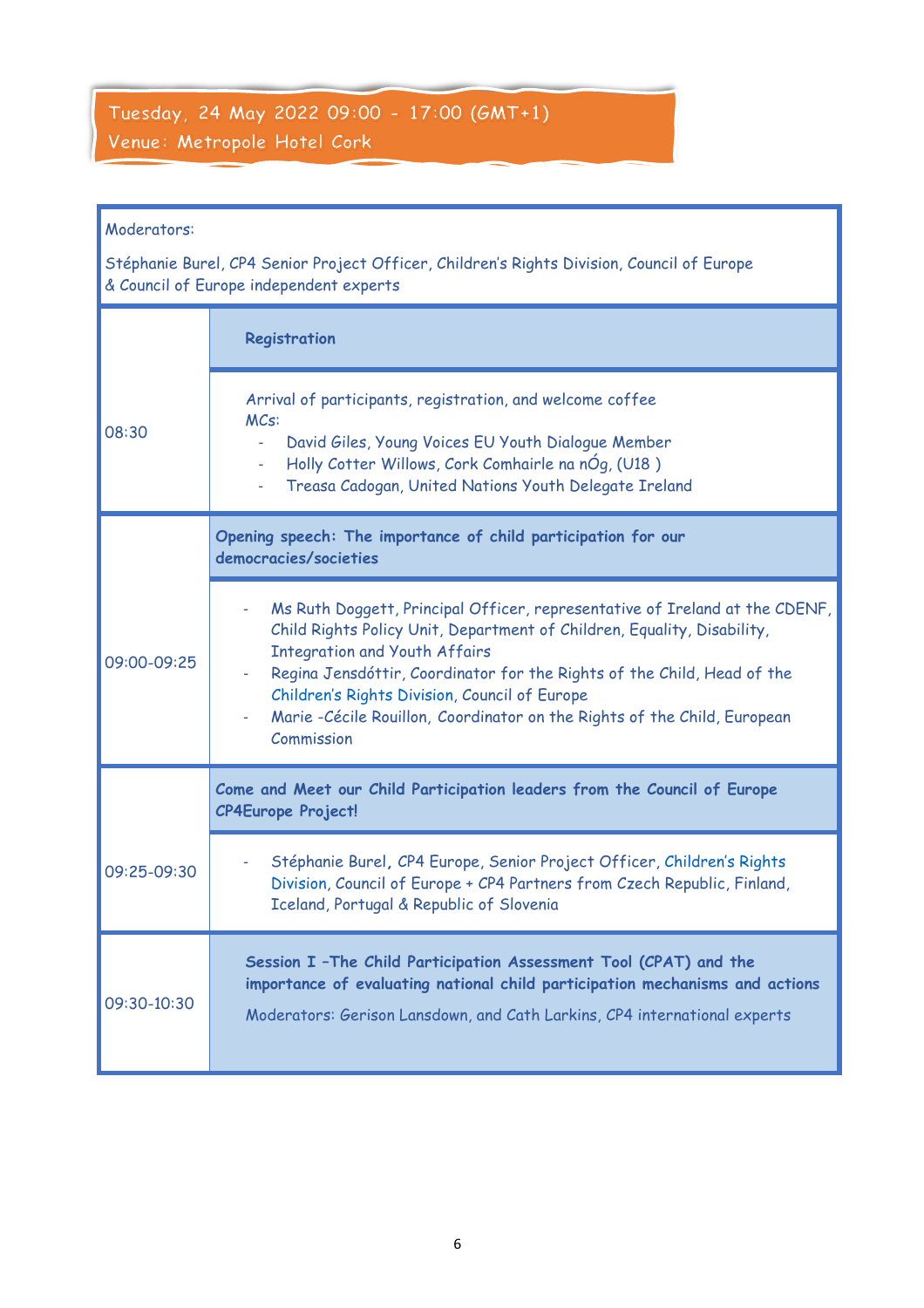**Tuesday, 24 May 2022 09:00 - 17:00 (GMT+1)**
**Venue: Metropole Hotel Cork**

Moderators:

Stéphanie Burel, CP4 Senior Project Officer, Children's Rights Division, Council of Europe & Council of Europe independent experts

| Time | Programme |
|---|---|
| 08:30 | **Registration** |
| | Arrival of participants, registration, and welcome coffee<br>MCs:<br>- David Giles, Young Voices EU Youth Dialogue Member<br>- Holly Cotter Willows, Cork Comhairle na nÓg, (U18 )<br>- Treasa Cadogan, United Nations Youth Delegate Ireland |
| 09:00-09:25 | **Opening speech: The importance of child participation for our democracies/societies** |
| | - Ms Ruth Doggett, Principal Officer, representative of Ireland at the CDENF, Child Rights Policy Unit, Department of Children, Equality, Disability, Integration and Youth Affairs<br>- Regina Jensdóttir, Coordinator for the Rights of the Child, Head of the Children's Rights Division, Council of Europe<br>- Marie -Cécile Rouillon, Coordinator on the Rights of the Child, European Commission |
| 09:25-09:30 | **Come and Meet our Child Participation leaders from the Council of Europe CP4Europe Project!** |
| | - Stéphanie Burel, CP4 Europe, Senior Project Officer, Children's Rights Division, Council of Europe + CP4 Partners from Czech Republic, Finland, Iceland, Portugal & Republic of Slovenia |
| 09:30-10:30 | **Session I –The Child Participation Assessment Tool (CPAT) and the importance of evaluating national child participation mechanisms and actions**<br>Moderators: Gerison Lansdown, and Cath Larkins, CP4 international experts |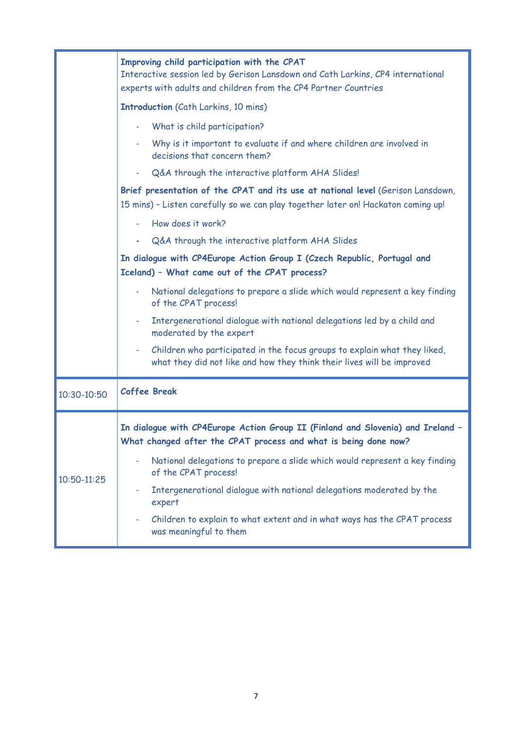| | |
|---|---|
| | **Improving child participation with the CPAT**<br>Interactive session led by Gerison Lansdown and Cath Larkins, CP4 international experts with adults and children from the CP4 Partner Countries<br><br>**Introduction** (Cath Larkins, 10 mins)<br>- What is child participation?<br>- Why is it important to evaluate if and where children are involved in decisions that concern them?<br>- Q&A through the interactive platform AHA Slides!<br><br>**Brief presentation of the CPAT and its use at national level** (Gerison Lansdown, 15 mins) – Listen carefully so we can play together later on! Hackaton coming up!<br>- How does it work?<br>- Q&A through the interactive platform AHA Slides<br><br>**In dialogue with CP4Europe Action Group I (Czech Republic, Portugal and Iceland) – What came out of the CPAT process?**<br>- National delegations to prepare a slide which would represent a key finding of the CPAT process!<br>- Intergenerational dialogue with national delegations led by a child and moderated by the expert<br>- Children who participated in the focus groups to explain what they liked, what they did not like and how they think their lives will be improved |
| 10:30-10:50 | **Coffee Break** |
| 10:50-11:25 | **In dialogue with CP4Europe Action Group II (Finland and Slovenia) and Ireland – What changed after the CPAT process and what is being done now?**<br>- National delegations to prepare a slide which would represent a key finding of the CPAT process!<br>- Intergenerational dialogue with national delegations moderated by the expert<br>- Children to explain to what extent and in what ways has the CPAT process was meaningful to them |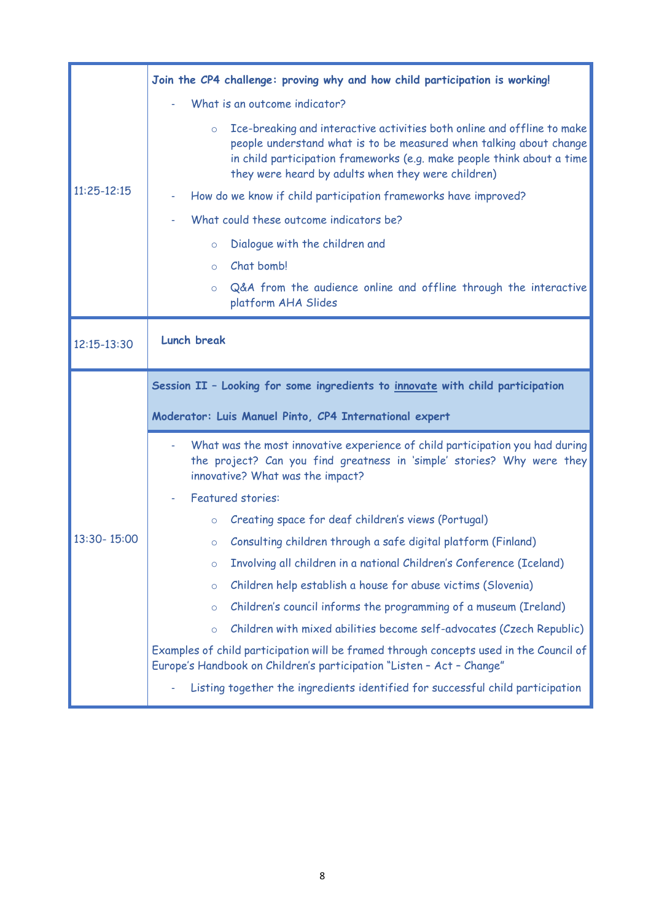| | |
|---|---|
| 11:25-12:15 | **Join the CP4 challenge: proving why and how child participation is working!**<br>- What is an outcome indicator?<br>&nbsp;&nbsp;&nbsp;&nbsp;○ Ice-breaking and interactive activities both online and offline to make people understand what is to be measured when talking about change in child participation frameworks (e.g. make people think about a time they were heard by adults when they were children)<br>- How do we know if child participation frameworks have improved?<br>- What could these outcome indicators be?<br>&nbsp;&nbsp;&nbsp;&nbsp;○ Dialogue with the children and<br>&nbsp;&nbsp;&nbsp;&nbsp;○ Chat bomb!<br>&nbsp;&nbsp;&nbsp;&nbsp;○ Q&A from the audience online and offline through the interactive platform AHA Slides |
| 12:15-13:30 | **Lunch break** |
| 13:30- 15:00 | **Session II – Looking for some ingredients to <u>innovate</u> with child participation**<br><br>**Moderator: Luis Manuel Pinto, CP4 International expert**<br><br>- What was the most innovative experience of child participation you had during the project? Can you find greatness in 'simple' stories? Why were they innovative? What was the impact?<br>- Featured stories:<br>&nbsp;&nbsp;&nbsp;&nbsp;○ Creating space for deaf children's views (Portugal)<br>&nbsp;&nbsp;&nbsp;&nbsp;○ Consulting children through a safe digital platform (Finland)<br>&nbsp;&nbsp;&nbsp;&nbsp;○ Involving all children in a national Children's Conference (Iceland)<br>&nbsp;&nbsp;&nbsp;&nbsp;○ Children help establish a house for abuse victims (Slovenia)<br>&nbsp;&nbsp;&nbsp;&nbsp;○ Children's council informs the programming of a museum (Ireland)<br>&nbsp;&nbsp;&nbsp;&nbsp;○ Children with mixed abilities become self-advocates (Czech Republic)<br><br>Examples of child participation will be framed through concepts used in the Council of Europe's Handbook on Children's participation "Listen – Act – Change"<br>- Listing together the ingredients identified for successful child participation |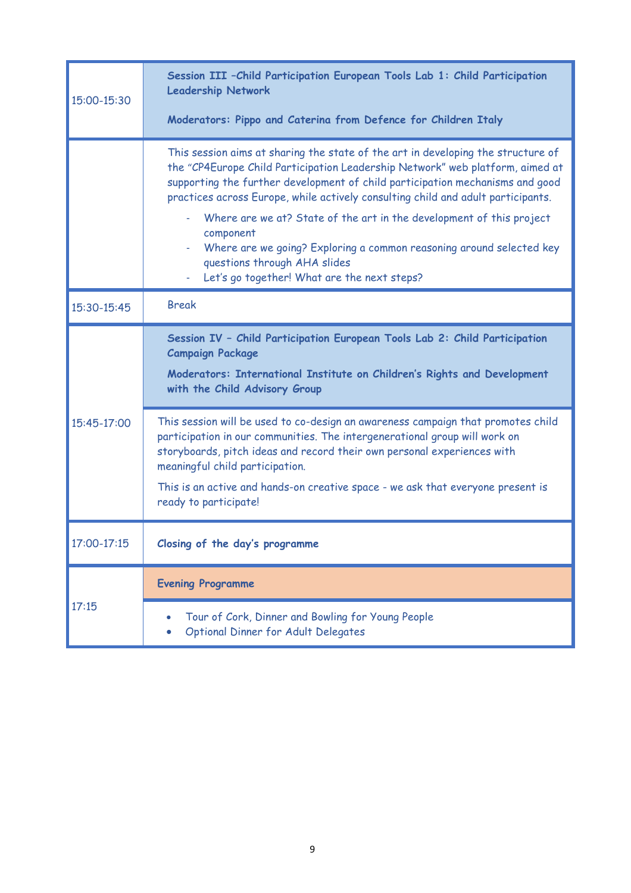| Time | Programme |
| --- | --- |
| 15:00-15:30 | **Session III –Child Participation European Tools Lab 1: Child Participation Leadership Network**<br><br>**Moderators: Pippo and Caterina from Defence for Children Italy** |
| | This session aims at sharing the state of the art in developing the structure of the "CP4Europe Child Participation Leadership Network" web platform, aimed at supporting the further development of child participation mechanisms and good practices across Europe, while actively consulting child and adult participants.<br>- Where are we at? State of the art in the development of this project component<br>- Where are we going? Exploring a common reasoning around selected key questions through AHA slides<br>- Let's go together! What are the next steps? |
| 15:30-15:45 | Break |
| 15:45-17:00 | **Session IV – Child Participation European Tools Lab 2: Child Participation Campaign Package**<br><br>**Moderators: International Institute on Children's Rights and Development with the Child Advisory Group** |
| | This session will be used to co-design an awareness campaign that promotes child participation in our communities. The intergenerational group will work on storyboards, pitch ideas and record their own personal experiences with meaningful child participation.<br><br>This is an active and hands-on creative space - we ask that everyone present is ready to participate! |
| 17:00-17:15 | **Closing of the day's programme** |
| 17:15 | **Evening Programme** |
| | • Tour of Cork, Dinner and Bowling for Young People<br>• Optional Dinner for Adult Delegates |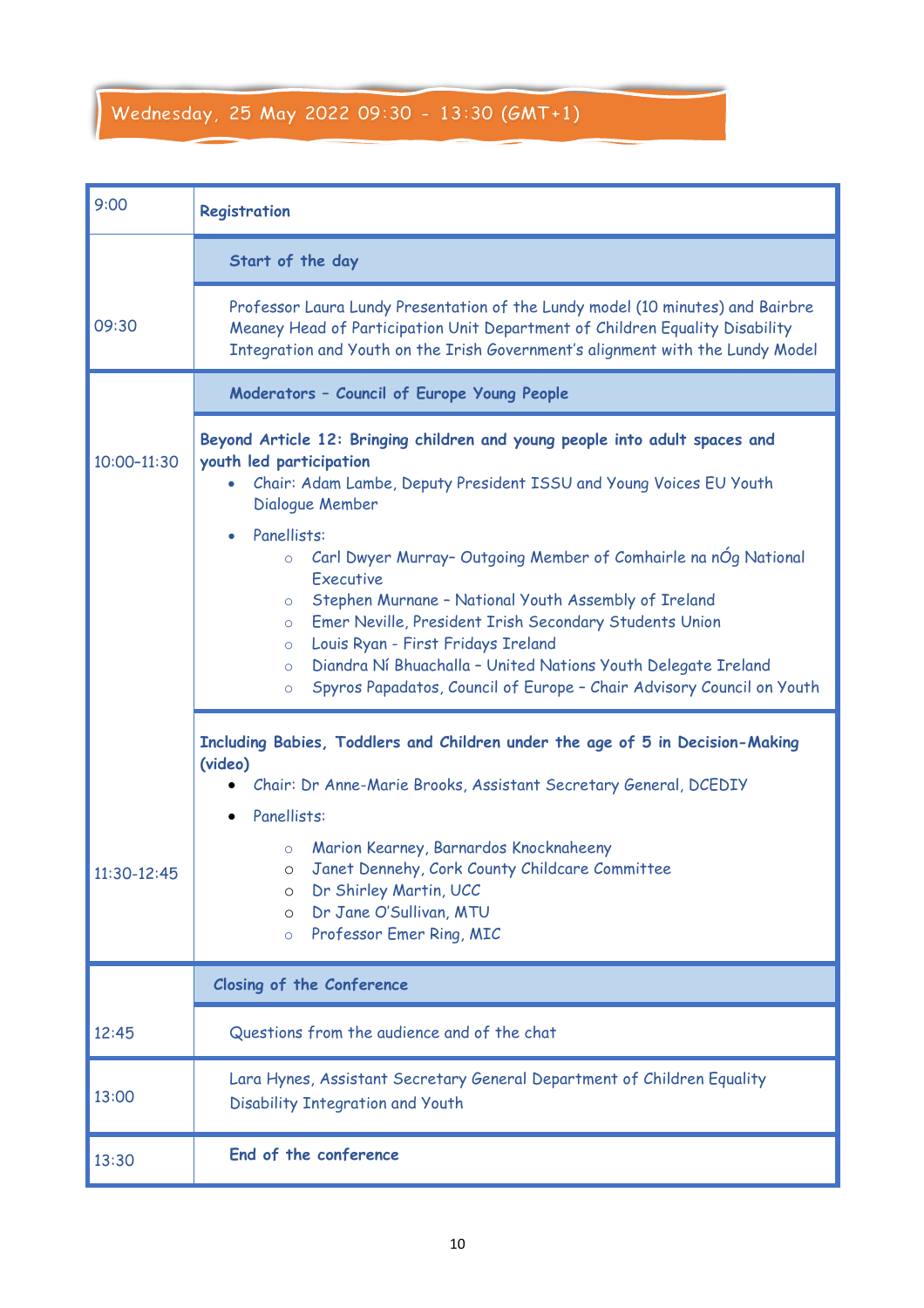## Wednesday, 25 May 2022 09:30 - 13:30 (GMT+1)

| | |
|---|---|
| 9:00 | **Registration** |
| | **Start of the day** |
| 09:30 | Professor Laura Lundy Presentation of the Lundy model (10 minutes) and Bairbre Meaney Head of Participation Unit Department of Children Equality Disability Integration and Youth on the Irish Government's alignment with the Lundy Model |
| | **Moderators – Council of Europe Young People** |
| 10:00–11:30 | **Beyond Article 12: Bringing children and young people into adult spaces and youth led participation**<br>• Chair: Adam Lambe, Deputy President ISSU and Young Voices EU Youth Dialogue Member<br>• Panellists:<br>  ◦ Carl Dwyer Murray– Outgoing Member of Comhairle na nÓg National Executive<br>  ◦ Stephen Murnane – National Youth Assembly of Ireland<br>  ◦ Emer Neville, President Irish Secondary Students Union<br>  ◦ Louis Ryan - First Fridays Ireland<br>  ◦ Diandra Ní Bhuachalla – United Nations Youth Delegate Ireland<br>  ◦ Spyros Papadatos, Council of Europe – Chair Advisory Council on Youth |
| 11:30-12:45 | **Including Babies, Toddlers and Children under the age of 5 in Decision-Making (video)**<br>• Chair: Dr Anne-Marie Brooks, Assistant Secretary General, DCEDIY<br>• Panellists:<br>  ◦ Marion Kearney, Barnardos Knocknaheeny<br>  ◦ Janet Dennehy, Cork County Childcare Committee<br>  ◦ Dr Shirley Martin, UCC<br>  ◦ Dr Jane O'Sullivan, MTU<br>  ◦ Professor Emer Ring, MIC |
| | **Closing of the Conference** |
| 12:45 | Questions from the audience and of the chat |
| 13:00 | Lara Hynes, Assistant Secretary General Department of Children Equality Disability Integration and Youth |
| 13:30 | **End of the conference** |